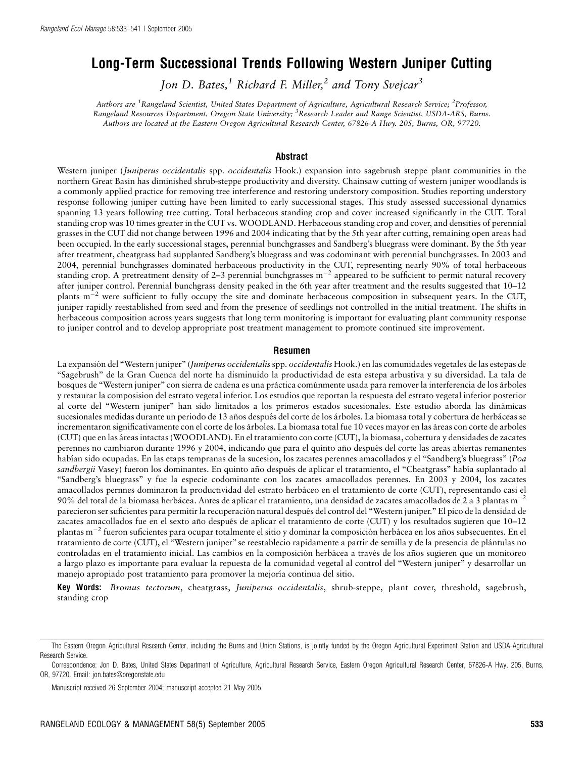# Long-Term Successional Trends Following Western Juniper Cutting

*Jon D. Bates,*[1] *Richard F. Miller,*[2] *and Tony Svejcar*[3]

*Authors are* [1]*Rangeland Scientist, United States Department of Agriculture, Agricultural Research Service;* [2]*Professor, Rangeland Resources Department, Oregon State University;* [3]*Research Leader and Range Scientist, USDA-ARS, Burns. Authors are located at the Eastern Oregon Agricultural Research Center, 67826-A Hwy. 205, Burns, OR, 97720.*

## Abstract

Western juniper (*Juniperus occidentalis* spp. *occidentalis* Hook.) expansion into sagebrush steppe plant communities in the northern Great Basin has diminished shrub-steppe productivity and diversity. Chainsaw cutting of western juniper woodlands is a commonly applied practice for removing tree interference and restoring understory composition. Studies reporting understory response following juniper cutting have been limited to early successional stages. This study assessed successional dynamics spanning 13 years following tree cutting. Total herbaceous standing crop and cover increased significantly in the CUT. Total standing crop was 10 times greater in the CUT vs. WOODLAND. Herbaceous standing crop and cover, and densities of perennial grasses in the CUT did not change between 1996 and 2004 indicating that by the 5th year after cutting, remaining open areas had been occupied. In the early successional stages, perennial bunchgrasses and Sandberg's bluegrass were dominant. By the 5th year after treatment, cheatgrass had supplanted Sandberg's bluegrass and was codominant with perennial bunchgrasses. In 2003 and 2004, perennial bunchgrasses dominated herbaceous productivity in the CUT, representing nearly 90% of total herbaceous standing crop. A pretreatment density of 2–3 perennial bunchgrasses $m^{-2}$ appeared to be sufficient to permit natural recovery after juniper control. Perennial bunchgrass density peaked in the 6th year after treatment and the results suggested that 10–12 plants $m^{-2}$ were sufficient to fully occupy the site and dominate herbaceous composition in subsequent years. In the CUT, juniper rapidly reestablished from seed and from the presence of seedlings not controlled in the initial treatment. The shifts in herbaceous composition across years suggests that long term monitoring is important for evaluating plant community response to juniper control and to develop appropriate post treatment management to promote continued site improvement.

## Resumen

La expansión del "Western juniper" (*Juniperus occidentalis* spp. *occidentalis* Hook.) en las comunidades vegetales de las estepas de "Sagebrush" de la Gran Cuenca del norte ha disminuido la productividad de esta estepa arbustiva y su diversidad. La tala de bosques de "Western juniper" con sierra de cadena es una práctica comúnmente usada para remover la interferencia de los árboles y restaurar la composicion del estrato vegetal inferior. Los estudios que reportan la respuesta del estrato vegetal inferior posterior al corte del "Western juniper" han sido limitados a los primeros estados sucesionales. Este estudio aborda las dinámicas sucesionales medidas durante un periodo de 13 años después del corte de los árboles. La biomasa total y cobertura de herbáceas se incrementaron significativamente con el corte de los árboles. La biomasa total fue 10 veces mayor en las áreas con corte de arboles (CUT) que en las áreas intactas (WOODLAND). En el tratamiento con corte (CUT), la biomasa, cobertura y densidades de zacates perennes no cambiaron durante 1996 y 2004, indicando que para el quinto año después del corte las areas abiertas remanentes habían sido ocupadas. En las etaps tempranas de la sucesion, los zacates perennes amacollados y el "Sandberg's bluegrass" (*Poa sandbergii* Vasey) fueron los dominantes. En quinto año después de aplicar el tratamiento, el "Cheatgrass" había suplantado al "Sandberg's bluegrass" y fue la especie codominante con los zacates amacollados perennes. En 2003 y 2004, los zacates amacollados pernnes dominaron la productividad del estrato herbáceo en el tratamiento de corte (CUT), representando casi el 90% del total de la biomasa herbácea. Antes de aplicar el tratamiento, una densidad de zacates amacollados de 2 a 3 plantas $m^{-2}$ parecieron ser suficientes para permitir la recuperación natural después del control del "Western juniper." El pico de la densidad de zacates amacollados fue en el sexto año después de aplicar el tratamiento de corte (CUT) y los resultados sugieren que 10–12 plantas $m^{-2}$ fueron suficientes para ocupar totalmente el sitio y dominar la composición herbácea en los años subsecuentes. En el tratamiento de corte (CUT), el "Western juniper" se reestablecio rapidamente a partir de semilla y de la presencia de plántulas no controladas en el tratamiento inicial. Las cambios en la composición herbácea a través de los años sugieren que un monitoreo a largo plazo es importante para evaluar la repuesta de la comunidad vegetal al control del "Western juniper" y desarrollar un manejo apropiado post tratamiento para promover la mejoría continua del sitio.

**Key Words:** *Bromus tectorum*, cheatgrass, *Juniperus occidentalis*, shrub-steppe, plant cover, threshold, sagebrush, standing crop

---

The Eastern Oregon Agricultural Research Center, including the Burns and Union Stations, is jointly funded by the Oregon Agricultural Experiment Station and USDA-Agricultural Research Service.

Correspondence: Jon D. Bates, United States Department of Agriculture, Agricultural Research Service, Eastern Oregon Agricultural Research Center, 67826-A Hwy. 205, Burns, OR, 97720. Email: jon.bates@oregonstate.edu

Manuscript received 26 September 2004; manuscript accepted 21 May 2005.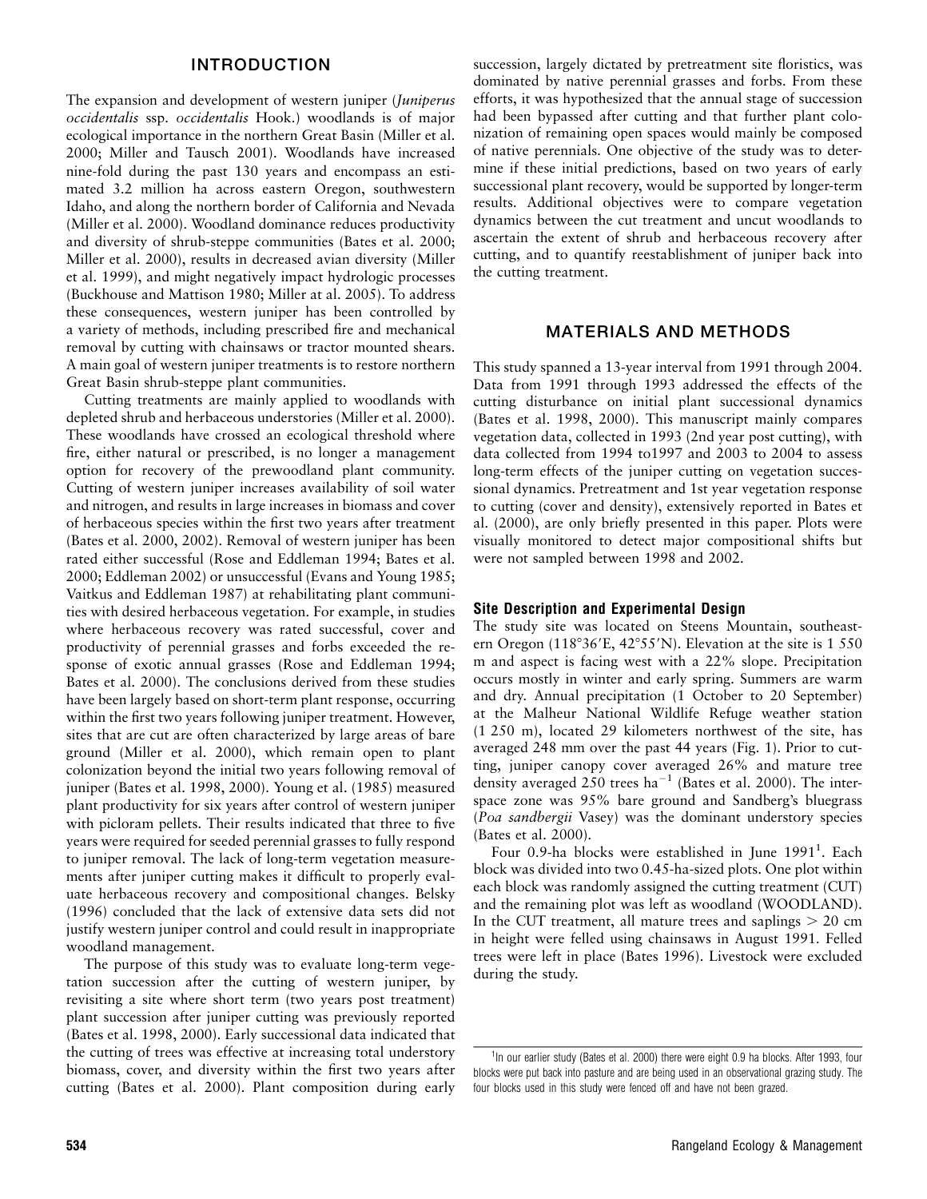## INTRODUCTION

The expansion and development of western juniper (*Juniperus occidentalis* ssp. *occidentalis* Hook.) woodlands is of major ecological importance in the northern Great Basin (Miller et al. 2000; Miller and Tausch 2001). Woodlands have increased nine-fold during the past 130 years and encompass an estimated 3.2 million ha across eastern Oregon, southwestern Idaho, and along the northern border of California and Nevada (Miller et al. 2000). Woodland dominance reduces productivity and diversity of shrub-steppe communities (Bates et al. 2000; Miller et al. 2000), results in decreased avian diversity (Miller et al. 1999), and might negatively impact hydrologic processes (Buckhouse and Mattison 1980; Miller at al. 2005). To address these consequences, western juniper has been controlled by a variety of methods, including prescribed fire and mechanical removal by cutting with chainsaws or tractor mounted shears. A main goal of western juniper treatments is to restore northern Great Basin shrub-steppe plant communities.

Cutting treatments are mainly applied to woodlands with depleted shrub and herbaceous understories (Miller et al. 2000). These woodlands have crossed an ecological threshold where fire, either natural or prescribed, is no longer a management option for recovery of the prewoodland plant community. Cutting of western juniper increases availability of soil water and nitrogen, and results in large increases in biomass and cover of herbaceous species within the first two years after treatment (Bates et al. 2000, 2002). Removal of western juniper has been rated either successful (Rose and Eddleman 1994; Bates et al. 2000; Eddleman 2002) or unsuccessful (Evans and Young 1985; Vaitkus and Eddleman 1987) at rehabilitating plant communities with desired herbaceous vegetation. For example, in studies where herbaceous recovery was rated successful, cover and productivity of perennial grasses and forbs exceeded the response of exotic annual grasses (Rose and Eddleman 1994; Bates et al. 2000). The conclusions derived from these studies have been largely based on short-term plant response, occurring within the first two years following juniper treatment. However, sites that are cut are often characterized by large areas of bare ground (Miller et al. 2000), which remain open to plant colonization beyond the initial two years following removal of juniper (Bates et al. 1998, 2000). Young et al. (1985) measured plant productivity for six years after control of western juniper with picloram pellets. Their results indicated that three to five years were required for seeded perennial grasses to fully respond to juniper removal. The lack of long-term vegetation measurements after juniper cutting makes it difficult to properly evaluate herbaceous recovery and compositional changes. Belsky (1996) concluded that the lack of extensive data sets did not justify western juniper control and could result in inappropriate woodland management.

The purpose of this study was to evaluate long-term vegetation succession after the cutting of western juniper, by revisiting a site where short term (two years post treatment) plant succession after juniper cutting was previously reported (Bates et al. 1998, 2000). Early successional data indicated that the cutting of trees was effective at increasing total understory biomass, cover, and diversity within the first two years after cutting (Bates et al. 2000). Plant composition during early succession, largely dictated by pretreatment site floristics, was dominated by native perennial grasses and forbs. From these efforts, it was hypothesized that the annual stage of succession had been bypassed after cutting and that further plant colonization of remaining open spaces would mainly be composed of native perennials. One objective of the study was to determine if these initial predictions, based on two years of early successional plant recovery, would be supported by longer-term results. Additional objectives were to compare vegetation dynamics between the cut treatment and uncut woodlands to ascertain the extent of shrub and herbaceous recovery after cutting, and to quantify reestablishment of juniper back into the cutting treatment.

## MATERIALS AND METHODS

This study spanned a 13-year interval from 1991 through 2004. Data from 1991 through 1993 addressed the effects of the cutting disturbance on initial plant successional dynamics (Bates et al. 1998, 2000). This manuscript mainly compares vegetation data, collected in 1993 (2nd year post cutting), with data collected from 1994 to1997 and 2003 to 2004 to assess long-term effects of the juniper cutting on vegetation successional dynamics. Pretreatment and 1st year vegetation response to cutting (cover and density), extensively reported in Bates et al. (2000), are only briefly presented in this paper. Plots were visually monitored to detect major compositional shifts but were not sampled between 1998 and 2002.

### Site Description and Experimental Design

The study site was located on Steens Mountain, southeastern Oregon (118°36′E, 42°55′N). Elevation at the site is 1 550 m and aspect is facing west with a 22% slope. Precipitation occurs mostly in winter and early spring. Summers are warm and dry. Annual precipitation (1 October to 20 September) at the Malheur National Wildlife Refuge weather station (1 250 m), located 29 kilometers northwest of the site, has averaged 248 mm over the past 44 years (Fig. 1). Prior to cutting, juniper canopy cover averaged 26% and mature tree density averaged 250 trees $ha^{-1}$ (Bates et al. 2000). The interspace zone was 95% bare ground and Sandberg's bluegrass (*Poa sandbergii* Vasey) was the dominant understory species (Bates et al. 2000).

Four 0.9-ha blocks were established in June 1991[1]. Each block was divided into two 0.45-ha-sized plots. One plot within each block was randomly assigned the cutting treatment (CUT) and the remaining plot was left as woodland (WOODLAND). In the CUT treatment, all mature trees and saplings > 20 cm in height were felled using chainsaws in August 1991. Felled trees were left in place (Bates 1996). Livestock were excluded during the study.

[1] In our earlier study (Bates et al. 2000) there were eight 0.9 ha blocks. After 1993, four blocks were put back into pasture and are being used in an observational grazing study. The four blocks used in this study were fenced off and have not been grazed.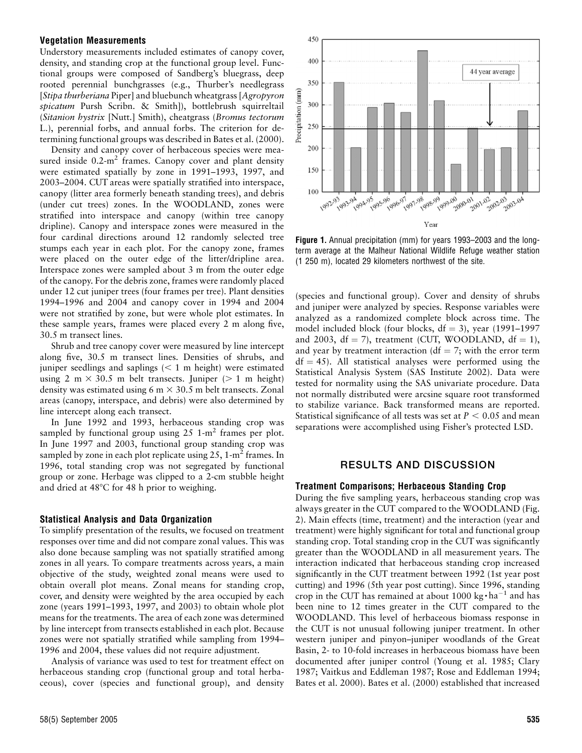### Vegetation Measurements

Understory measurements included estimates of canopy cover, density, and standing crop at the functional group level. Functional groups were composed of Sandberg's bluegrass, deep rooted perennial bunchgrasses (e.g., Thurber's needlegrass [*Stipa thurberiana* Piper] and bluebunch wheatgrass [*Agropyron spicatum* Pursh Scribn. & Smith]), bottlebrush squirreltail (*Sitanion hystrix* [Nutt.] Smith), cheatgrass (*Bromus tectorum* L.), perennial forbs, and annual forbs. The criterion for determining functional groups was described in Bates et al. (2000).

Density and canopy cover of herbaceous species were measured inside 0.2-$m^2$ frames. Canopy cover and plant density were estimated spatially by zone in 1991–1993, 1997, and 2003–2004. CUT areas were spatially stratified into interspace, canopy (litter area formerly beneath standing trees), and debris (under cut trees) zones. In the WOODLAND, zones were stratified into interspace and canopy (within tree canopy dripline). Canopy and interspace zones were measured in the four cardinal directions around 12 randomly selected tree stumps each year in each plot. For the canopy zone, frames were placed on the outer edge of the litter/dripline area. Interspace zones were sampled about 3 m from the outer edge of the canopy. For the debris zone, frames were randomly placed under 12 cut juniper trees (four frames per tree). Plant densities 1994–1996 and 2004 and canopy cover in 1994 and 2004 were not stratified by zone, but were whole plot estimates. In these sample years, frames were placed every 2 m along five, 30.5 m transect lines.

Shrub and tree canopy cover were measured by line intercept along five, 30.5 m transect lines. Densities of shrubs, and juniper seedlings and saplings (< 1 m height) were estimated using 2 m × 30.5 m belt transects. Juniper (> 1 m height) density was estimated using 6 m × 30.5 m belt transects. Zonal areas (canopy, interspace, and debris) were also determined by line intercept along each transect.

In June 1992 and 1993, herbaceous standing crop was sampled by functional group using 25 1-$m^2$ frames per plot. In June 1997 and 2003, functional group standing crop was sampled by zone in each plot replicate using 25, 1-$m^2$ frames. In 1996, total standing crop was not segregated by functional group or zone. Herbage was clipped to a 2-cm stubble height and dried at 48°C for 48 h prior to weighing.

### Statistical Analysis and Data Organization

To simplify presentation of the results, we focused on treatment responses over time and did not compare zonal values. This was also done because sampling was not spatially stratified among zones in all years. To compare treatments across years, a main objective of the study, weighted zonal means were used to obtain overall plot means. Zonal means for standing crop, cover, and density were weighted by the area occupied by each zone (years 1991–1993, 1997, and 2003) to obtain whole plot means for the treatments. The area of each zone was determined by line intercept from transects established in each plot. Because zones were not spatially stratified while sampling from 1994–1996 and 2004, these values did not require adjustment.

Analysis of variance was used to test for treatment effect on herbaceous standing crop (functional group and total herbaceous), cover (species and functional group), and density (species and functional group). Cover and density of shrubs and juniper were analyzed by species. Response variables were analyzed as a randomized complete block across time. The model included block (four blocks, df = 3), year (1991–1997 and 2003, df = 7), treatment (CUT, WOODLAND, df = 1), and year by treatment interaction (df = 7; with the error term df = 45). All statistical analyses were performed using the Statistical Analysis System (SAS Institute 2002). Data were tested for normality using the SAS univariate procedure. Data not normally distributed were arcsine square root transformed to stabilize variance. Back transformed means are reported. Statistical significance of all tests was set at $P < 0.05$ and mean separations were accomplished using Fisher's protected LSD.

**Figure 1.** Annual precipitation (mm) for years 1993–2003 and the long-term average at the Malheur National Wildlife Refuge weather station (1 250 m), located 29 kilometers northwest of the site.

## RESULTS AND DISCUSSION

### Treatment Comparisons; Herbaceous Standing Crop

During the five sampling years, herbaceous standing crop was always greater in the CUT compared to the WOODLAND (Fig. 2). Main effects (time, treatment) and the interaction (year and treatment) were highly significant for total and functional group standing crop. Total standing crop in the CUT was significantly greater than the WOODLAND in all measurement years. The interaction indicated that herbaceous standing crop increased significantly in the CUT treatment between 1992 (1st year post cutting) and 1996 (5th year post cutting). Since 1996, standing crop in the CUT has remained at about 1000 kg·$ha^{-1}$ and has been nine to 12 times greater in the CUT compared to the WOODLAND. This level of herbaceous biomass response in the CUT is not unusual following juniper treatment. In other western juniper and pinyon–juniper woodlands of the Great Basin, 2- to 10-fold increases in herbaceous biomass have been documented after juniper control (Young et al. 1985; Clary 1987; Vaitkus and Eddleman 1987; Rose and Eddleman 1994; Bates et al. 2000). Bates et al. (2000) established that increased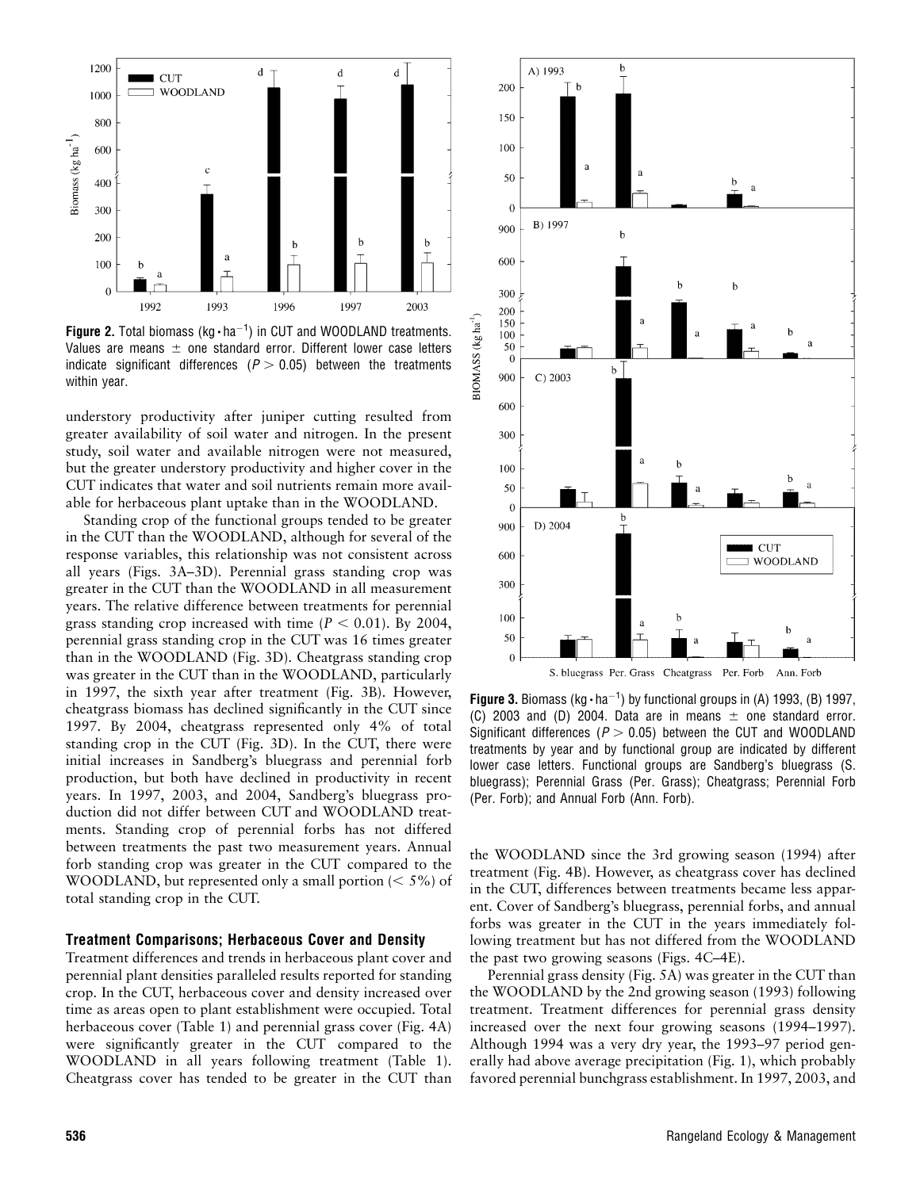**Figure 2.** Total biomass (kg · ha$^{-1}$) in CUT and WOODLAND treatments. Values are means ± one standard error. Different lower case letters indicate significant differences ($P > 0.05$) between the treatments within year.

understory productivity after juniper cutting resulted from greater availability of soil water and nitrogen. In the present study, soil water and available nitrogen were not measured, but the greater understory productivity and higher cover in the CUT indicates that water and soil nutrients remain more available for herbaceous plant uptake than in the WOODLAND.

Standing crop of the functional groups tended to be greater in the CUT than the WOODLAND, although for several of the response variables, this relationship was not consistent across all years (Figs. 3A–3D). Perennial grass standing crop was greater in the CUT than the WOODLAND in all measurement years. The relative difference between treatments for perennial grass standing crop increased with time ($P < 0.01$). By 2004, perennial grass standing crop in the CUT was 16 times greater than in the WOODLAND (Fig. 3D). Cheatgrass standing crop was greater in the CUT than in the WOODLAND, particularly in 1997, the sixth year after treatment (Fig. 3B). However, cheatgrass biomass has declined significantly in the CUT since 1997. By 2004, cheatgrass represented only 4% of total standing crop in the CUT (Fig. 3D). In the CUT, there were initial increases in Sandberg's bluegrass and perennial forb production, but both have declined in productivity in recent years. In 1997, 2003, and 2004, Sandberg's bluegrass production did not differ between CUT and WOODLAND treatments. Standing crop of perennial forbs has not differed between treatments the past two measurement years. Annual forb standing crop was greater in the CUT compared to the WOODLAND, but represented only a small portion (< 5%) of total standing crop in the CUT.

### Treatment Comparisons; Herbaceous Cover and Density

Treatment differences and trends in herbaceous plant cover and perennial plant densities paralleled results reported for standing crop. In the CUT, herbaceous cover and density increased over time as areas open to plant establishment were occupied. Total herbaceous cover (Table 1) and perennial grass cover (Fig. 4A) were significantly greater in the CUT compared to the WOODLAND in all years following treatment (Table 1). Cheatgrass cover has tended to be greater in the CUT than the WOODLAND since the 3rd growing season (1994) after treatment (Fig. 4B). However, as cheatgrass cover has declined in the CUT, differences between treatments became less apparent. Cover of Sandberg's bluegrass, perennial forbs, and annual forbs was greater in the CUT in the years immediately following treatment but has not differed from the WOODLAND the past two growing seasons (Figs. 4C–4E).

Perennial grass density (Fig. 5A) was greater in the CUT than the WOODLAND by the 2nd growing season (1993) following treatment. Treatment differences for perennial grass density increased over the next four growing seasons (1994–1997). Although 1994 was a very dry year, the 1993–97 period generally had above average precipitation (Fig. 1), which probably favored perennial bunchgrass establishment. In 1997, 2003, and

**Figure 3.** Biomass (kg · ha$^{-1}$) by functional groups in (A) 1993, (B) 1997, (C) 2003 and (D) 2004. Data are in means ± one standard error. Significant differences ($P > 0.05$) between the CUT and WOODLAND treatments by year and by functional group are indicated by different lower case letters. Functional groups are Sandberg's bluegrass (S. bluegrass); Perennial Grass (Per. Grass); Cheatgrass; Perennial Forb (Per. Forb); and Annual Forb (Ann. Forb).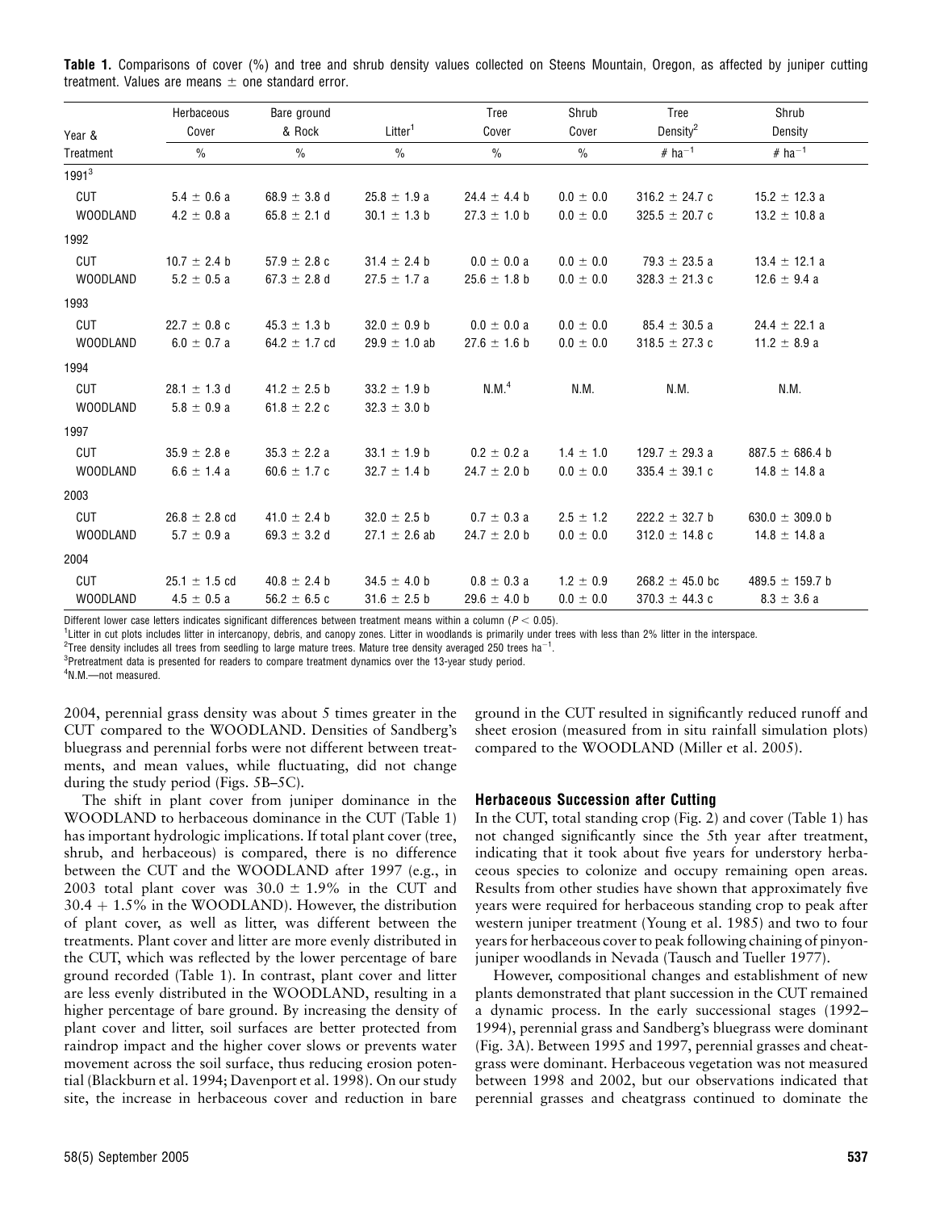**Table 1.** Comparisons of cover (%) and tree and shrub density values collected on Steens Mountain, Oregon, as affected by juniper cutting treatment. Values are means ± one standard error.

| Year & Treatment | Herbaceous Cover | Bare ground & Rock | Litter[1] | Tree Cover | Shrub Cover | Tree Density[2] | Shrub Density |
|---|---|---|---|---|---|---|---|
| | % | % | % | % | % | # $ha^{-1}$ | # $ha^{-1}$ |
| 1991[3] | | | | | | | |
| CUT | 5.4 ± 0.6 a | 68.9 ± 3.8 d | 25.8 ± 1.9 a | 24.4 ± 4.4 b | 0.0 ± 0.0 | 316.2 ± 24.7 c | 15.2 ± 12.3 a |
| WOODLAND | 4.2 ± 0.8 a | 65.8 ± 2.1 d | 30.1 ± 1.3 b | 27.3 ± 1.0 b | 0.0 ± 0.0 | 325.5 ± 20.7 c | 13.2 ± 10.8 a |
| 1992 | | | | | | | |
| CUT | 10.7 ± 2.4 b | 57.9 ± 2.8 c | 31.4 ± 2.4 b | 0.0 ± 0.0 a | 0.0 ± 0.0 | 79.3 ± 23.5 a | 13.4 ± 12.1 a |
| WOODLAND | 5.2 ± 0.5 a | 67.3 ± 2.8 d | 27.5 ± 1.7 a | 25.6 ± 1.8 b | 0.0 ± 0.0 | 328.3 ± 21.3 c | 12.6 ± 9.4 a |
| 1993 | | | | | | | |
| CUT | 22.7 ± 0.8 c | 45.3 ± 1.3 b | 32.0 ± 0.9 b | 0.0 ± 0.0 a | 0.0 ± 0.0 | 85.4 ± 30.5 a | 24.4 ± 22.1 a |
| WOODLAND | 6.0 ± 0.7 a | 64.2 ± 1.7 cd | 29.9 ± 1.0 ab | 27.6 ± 1.6 b | 0.0 ± 0.0 | 318.5 ± 27.3 c | 11.2 ± 8.9 a |
| 1994 | | | | | | | |
| CUT | 28.1 ± 1.3 d | 41.2 ± 2.5 b | 33.2 ± 1.9 b | N.M.[4] | N.M. | N.M. | N.M. |
| WOODLAND | 5.8 ± 0.9 a | 61.8 ± 2.2 c | 32.3 ± 3.0 b | | | | |
| 1997 | | | | | | | |
| CUT | 35.9 ± 2.8 e | 35.3 ± 2.2 a | 33.1 ± 1.9 b | 0.2 ± 0.2 a | 1.4 ± 1.0 | 129.7 ± 29.3 a | 887.5 ± 686.4 b |
| WOODLAND | 6.6 ± 1.4 a | 60.6 ± 1.7 c | 32.7 ± 1.4 b | 24.7 ± 2.0 b | 0.0 ± 0.0 | 335.4 ± 39.1 c | 14.8 ± 14.8 a |
| 2003 | | | | | | | |
| CUT | 26.8 ± 2.8 cd | 41.0 ± 2.4 b | 32.0 ± 2.5 b | 0.7 ± 0.3 a | 2.5 ± 1.2 | 222.2 ± 32.7 b | 630.0 ± 309.0 b |
| WOODLAND | 5.7 ± 0.9 a | 69.3 ± 3.2 d | 27.1 ± 2.6 ab | 24.7 ± 2.0 b | 0.0 ± 0.0 | 312.0 ± 14.8 c | 14.8 ± 14.8 a |
| 2004 | | | | | | | |
| CUT | 25.1 ± 1.5 cd | 40.8 ± 2.4 b | 34.5 ± 4.0 b | 0.8 ± 0.3 a | 1.2 ± 0.9 | 268.2 ± 45.0 bc | 489.5 ± 159.7 b |
| WOODLAND | 4.5 ± 0.5 a | 56.2 ± 6.5 c | 31.6 ± 2.5 b | 29.6 ± 4.0 b | 0.0 ± 0.0 | 370.3 ± 44.3 c | 8.3 ± 3.6 a |

Different lower case letters indicates significant differences between treatment means within a column ($P < 0.05$).

[1]Litter in cut plots includes litter in intercanopy, debris, and canopy zones. Litter in woodlands is primarily under trees with less than 2% litter in the interspace.

[2]Tree density includes all trees from seedling to large mature trees. Mature tree density averaged 250 trees $ha^{-1}$.

[3]Pretreatment data is presented for readers to compare treatment dynamics over the 13-year study period.

[4]N.M.—not measured.

2004, perennial grass density was about 5 times greater in the CUT compared to the WOODLAND. Densities of Sandberg's bluegrass and perennial forbs were not different between treatments, and mean values, while fluctuating, did not change during the study period (Figs. 5B–5C).

The shift in plant cover from juniper dominance in the WOODLAND to herbaceous dominance in the CUT (Table 1) has important hydrologic implications. If total plant cover (tree, shrub, and herbaceous) is compared, there is no difference between the CUT and the WOODLAND after 1997 (e.g., in 2003 total plant cover was 30.0 ± 1.9% in the CUT and 30.4 + 1.5% in the WOODLAND). However, the distribution of plant cover, as well as litter, was different between the treatments. Plant cover and litter are more evenly distributed in the CUT, which was reflected by the lower percentage of bare ground recorded (Table 1). In contrast, plant cover and litter are less evenly distributed in the WOODLAND, resulting in a higher percentage of bare ground. By increasing the density of plant cover and litter, soil surfaces are better protected from raindrop impact and the higher cover slows or prevents water movement across the soil surface, thus reducing erosion potential (Blackburn et al. 1994; Davenport et al. 1998). On our study site, the increase in herbaceous cover and reduction in bare ground in the CUT resulted in significantly reduced runoff and sheet erosion (measured from in situ rainfall simulation plots) compared to the WOODLAND (Miller et al. 2005).

### Herbaceous Succession after Cutting

In the CUT, total standing crop (Fig. 2) and cover (Table 1) has not changed significantly since the 5th year after treatment, indicating that it took about five years for understory herbaceous species to colonize and occupy remaining open areas. Results from other studies have shown that approximately five years were required for herbaceous standing crop to peak after western juniper treatment (Young et al. 1985) and two to four years for herbaceous cover to peak following chaining of pinyon-juniper woodlands in Nevada (Tausch and Tueller 1977).

However, compositional changes and establishment of new plants demonstrated that plant succession in the CUT remained a dynamic process. In the early successional stages (1992–1994), perennial grass and Sandberg's bluegrass were dominant (Fig. 3A). Between 1995 and 1997, perennial grasses and cheatgrass were dominant. Herbaceous vegetation was not measured between 1998 and 2002, but our observations indicated that perennial grasses and cheatgrass continued to dominate the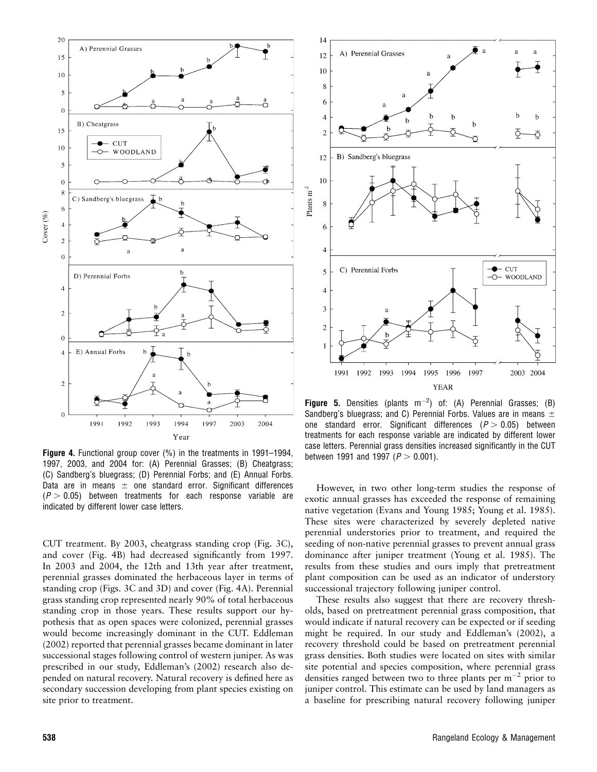**Figure 4.** Functional group cover (%) in the treatments in 1991–1994, 1997, 2003, and 2004 for: (A) Perennial Grasses; (B) Cheatgrass; (C) Sandberg's bluegrass; (D) Perennial Forbs; and (E) Annual Forbs. Data are in means ± one standard error. Significant differences ($P > 0.05$) between treatments for each response variable are indicated by different lower case letters.

**Figure 5.** Densities (plants $m^{-2}$) of: (A) Perennial Grasses; (B) Sandberg's bluegrass; and C) Perennial Forbs. Values are in means ± one standard error. Significant differences ($P > 0.05$) between treatments for each response variable are indicated by different lower case letters. Perennial grass densities increased significantly in the CUT between 1991 and 1997 ($P > 0.001$).

CUT treatment. By 2003, cheatgrass standing crop (Fig. 3C), and cover (Fig. 4B) had decreased significantly from 1997. In 2003 and 2004, the 12th and 13th year after treatment, perennial grasses dominated the herbaceous layer in terms of standing crop (Figs. 3C and 3D) and cover (Fig. 4A). Perennial grass standing crop represented nearly 90% of total herbaceous standing crop in those years. These results support our hypothesis that as open spaces were colonized, perennial grasses would become increasingly dominant in the CUT. Eddleman (2002) reported that perennial grasses became dominant in later successional stages following control of western juniper. As was prescribed in our study, Eddleman's (2002) research also depended on natural recovery. Natural recovery is defined here as secondary succession developing from plant species existing on site prior to treatment.

However, in two other long-term studies the response of exotic annual grasses has exceeded the response of remaining native vegetation (Evans and Young 1985; Young et al. 1985). These sites were characterized by severely depleted native perennial understories prior to treatment, and required the seeding of non-native perennial grasses to prevent annual grass dominance after juniper treatment (Young et al. 1985). The results from these studies and ours imply that pretreatment plant composition can be used as an indicator of understory successional trajectory following juniper control.

These results also suggest that there are recovery thresholds, based on pretreatment perennial grass composition, that would indicate if natural recovery can be expected or if seeding might be required. In our study and Eddleman's (2002), a recovery threshold could be based on pretreatment perennial grass densities. Both studies were located on sites with similar site potential and species composition, where perennial grass densities ranged between two to three plants per $m^{-2}$ prior to juniper control. This estimate can be used by land managers as a baseline for prescribing natural recovery following juniper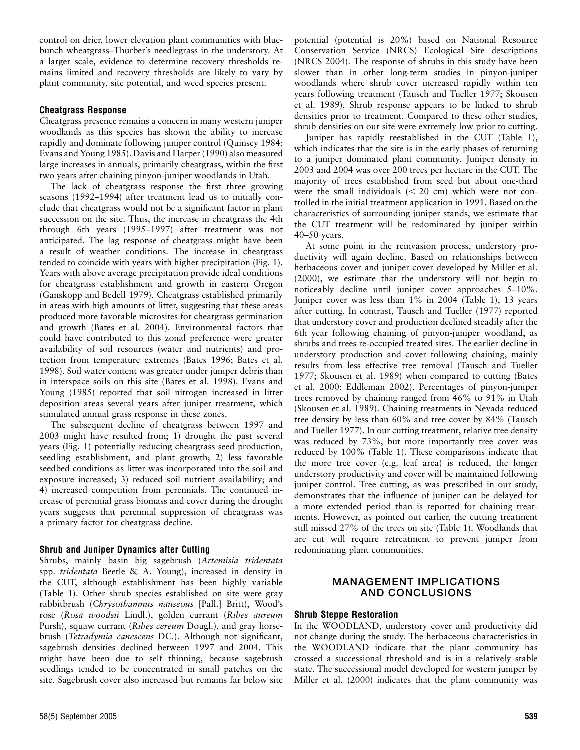control on drier, lower elevation plant communities with bluebunch wheatgrass–Thurber's needlegrass in the understory. At a larger scale, evidence to determine recovery thresholds remains limited and recovery thresholds are likely to vary by plant community, site potential, and weed species present.

### Cheatgrass Response

Cheatgrass presence remains a concern in many western juniper woodlands as this species has shown the ability to increase rapidly and dominate following juniper control (Quinsey 1984; Evans and Young 1985). Davis and Harper (1990) also measured large increases in annuals, primarily cheatgrass, within the first two years after chaining pinyon-juniper woodlands in Utah.

The lack of cheatgrass response the first three growing seasons (1992–1994) after treatment lead us to initially conclude that cheatgrass would not be a significant factor in plant succession on the site. Thus, the increase in cheatgrass the 4th through 6th years (1995–1997) after treatment was not anticipated. The lag response of cheatgrass might have been a result of weather conditions. The increase in cheatgrass tended to coincide with years with higher precipitation (Fig. 1). Years with above average precipitation provide ideal conditions for cheatgrass establishment and growth in eastern Oregon (Ganskopp and Bedell 1979). Cheatgrass established primarily in areas with high amounts of litter, suggesting that these areas produced more favorable microsites for cheatgrass germination and growth (Bates et al. 2004). Environmental factors that could have contributed to this zonal preference were greater availability of soil resources (water and nutrients) and protection from temperature extremes (Bates 1996; Bates et al. 1998). Soil water content was greater under juniper debris than in interspace soils on this site (Bates et al. 1998). Evans and Young (1985) reported that soil nitrogen increased in litter deposition areas several years after juniper treatment, which stimulated annual grass response in these zones.

The subsequent decline of cheatgrass between 1997 and 2003 might have resulted from; 1) drought the past several years (Fig. 1) potentially reducing cheatgrass seed production, seedling establishment, and plant growth; 2) less favorable seedbed conditions as litter was incorporated into the soil and exposure increased; 3) reduced soil nutrient availability; and 4) increased competition from perennials. The continued increase of perennial grass biomass and cover during the drought years suggests that perennial suppression of cheatgrass was a primary factor for cheatgrass decline.

### Shrub and Juniper Dynamics after Cutting

Shrubs, mainly basin big sagebrush (*Artemisia tridentata* spp. *tridentata* Beetle & A. Young), increased in density in the CUT, although establishment has been highly variable (Table 1). Other shrub species established on site were gray rabbitbrush (*Chrysothamnus nauseous* [Pall.] Britt), Wood's rose (*Rosa woodsii* Lindl.), golden currant (*Ribes aureum* Pursh), squaw currant (*Ribes cereum* Dougl.), and gray horsebrush (*Tetradymia canescens* DC.). Although not significant, sagebrush densities declined between 1997 and 2004. This might have been due to self thinning, because sagebrush seedlings tended to be concentrated in small patches on the site. Sagebrush cover also increased but remains far below site potential (potential is 20%) based on National Resource Conservation Service (NRCS) Ecological Site descriptions (NRCS 2004). The response of shrubs in this study have been slower than in other long-term studies in pinyon-juniper woodlands where shrub cover increased rapidly within ten years following treatment (Tausch and Tueller 1977; Skousen et al. 1989). Shrub response appears to be linked to shrub densities prior to treatment. Compared to these other studies, shrub densities on our site were extremely low prior to cutting.

Juniper has rapidly reestablished in the CUT (Table 1), which indicates that the site is in the early phases of returning to a juniper dominated plant community. Juniper density in 2003 and 2004 was over 200 trees per hectare in the CUT. The majority of trees established from seed but about one-third were the small individuals (< 20 cm) which were not controlled in the initial treatment application in 1991. Based on the characteristics of surrounding juniper stands, we estimate that the CUT treatment will be redominated by juniper within 40–50 years.

At some point in the reinvasion process, understory productivity will again decline. Based on relationships between herbaceous cover and juniper cover developed by Miller et al. (2000), we estimate that the understory will not begin to noticeably decline until juniper cover approaches 5–10%. Juniper cover was less than 1% in 2004 (Table 1), 13 years after cutting. In contrast, Tausch and Tueller (1977) reported that understory cover and production declined steadily after the 6th year following chaining of pinyon-juniper woodland, as shrubs and trees re-occupied treated sites. The earlier decline in understory production and cover following chaining, mainly results from less effective tree removal (Tausch and Tueller 1977; Skousen et al. 1989) when compared to cutting (Bates et al. 2000; Eddleman 2002). Percentages of pinyon-juniper trees removed by chaining ranged from 46% to 91% in Utah (Skousen et al. 1989). Chaining treatments in Nevada reduced tree density by less than 60% and tree cover by 84% (Tausch and Tueller 1977). In our cutting treatment, relative tree density was reduced by 73%, but more importantly tree cover was reduced by 100% (Table 1). These comparisons indicate that the more tree cover (e.g. leaf area) is reduced, the longer understory productivity and cover will be maintained following juniper control. Tree cutting, as was prescribed in our study, demonstrates that the influence of juniper can be delayed for a more extended period than is reported for chaining treatments. However, as pointed out earlier, the cutting treatment still missed 27% of the trees on site (Table 1). Woodlands that are cut will require retreatment to prevent juniper from redominating plant communities.

## MANAGEMENT IMPLICATIONS AND CONCLUSIONS

### Shrub Steppe Restoration

In the WOODLAND, understory cover and productivity did not change during the study. The herbaceous characteristics in the WOODLAND indicate that the plant community has crossed a successional threshold and is in a relatively stable state. The successional model developed for western juniper by Miller et al. (2000) indicates that the plant community was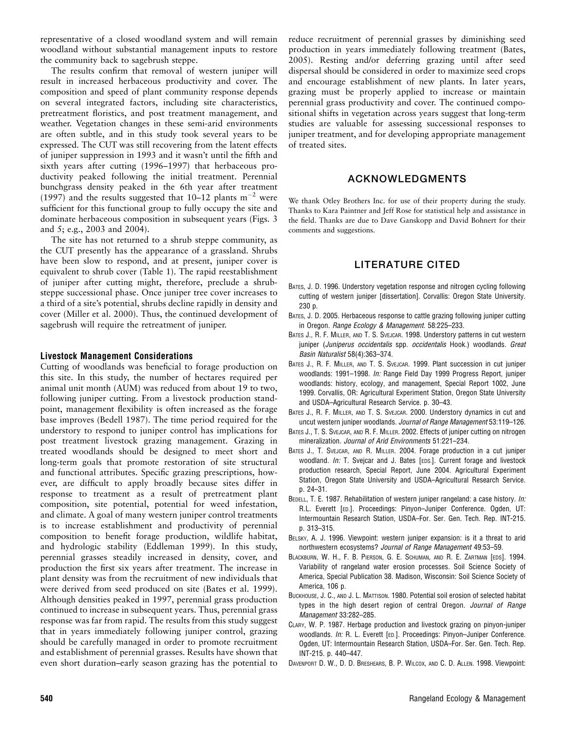representative of a closed woodland system and will remain woodland without substantial management inputs to restore the community back to sagebrush steppe.

The results confirm that removal of western juniper will result in increased herbaceous productivity and cover. The composition and speed of plant community response depends on several integrated factors, including site characteristics, pretreatment floristics, and post treatment management, and weather. Vegetation changes in these semi-arid environments are often subtle, and in this study took several years to be expressed. The CUT was still recovering from the latent effects of juniper suppression in 1993 and it wasn't until the fifth and sixth years after cutting (1996–1997) that herbaceous productivity peaked following the initial treatment. Perennial bunchgrass density peaked in the 6th year after treatment (1997) and the results suggested that 10–12 plants $m^{-2}$ were sufficient for this functional group to fully occupy the site and dominate herbaceous composition in subsequent years (Figs. 3 and 5; e.g., 2003 and 2004).

The site has not returned to a shrub steppe community, as the CUT presently has the appearance of a grassland. Shrubs have been slow to respond, and at present, juniper cover is equivalent to shrub cover (Table 1). The rapid reestablishment of juniper after cutting might, therefore, preclude a shrub-steppe successional phase. Once juniper tree cover increases to a third of a site's potential, shrubs decline rapidly in density and cover (Miller et al. 2000). Thus, the continued development of sagebrush will require the retreatment of juniper.

### Livestock Management Considerations

Cutting of woodlands was beneficial to forage production on this site. In this study, the number of hectares required per animal unit month (AUM) was reduced from about 19 to two, following juniper cutting. From a livestock production standpoint, management flexibility is often increased as the forage base improves (Bedell 1987). The time period required for the understory to respond to juniper control has implications for post treatment livestock grazing management. Grazing in treated woodlands should be designed to meet short and long-term goals that promote restoration of site structural and functional attributes. Specific grazing prescriptions, however, are difficult to apply broadly because sites differ in response to treatment as a result of pretreatment plant composition, site potential, potential for weed infestation, and climate. A goal of many western juniper control treatments is to increase establishment and productivity of perennial composition to benefit forage production, wildlife habitat, and hydrologic stability (Eddleman 1999). In this study, perennial grasses steadily increased in density, cover, and production the first six years after treatment. The increase in plant density was from the recruitment of new individuals that were derived from seed produced on site (Bates et al. 1999). Although densities peaked in 1997, perennial grass production continued to increase in subsequent years. Thus, perennial grass response was far from rapid. The results from this study suggest that in years immediately following juniper control, grazing should be carefully managed in order to promote recruitment and establishment of perennial grasses. Results have shown that even short duration–early season grazing has the potential to reduce recruitment of perennial grasses by diminishing seed production in years immediately following treatment (Bates, 2005). Resting and/or deferring grazing until after seed dispersal should be considered in order to maximize seed crops and encourage establishment of new plants. In later years, grazing must be properly applied to increase or maintain perennial grass productivity and cover. The continued compositional shifts in vegetation across years suggest that long-term studies are valuable for assessing successional responses to juniper treatment, and for developing appropriate management of treated sites.

## ACKNOWLEDGMENTS

We thank Otley Brothers Inc. for use of their property during the study. Thanks to Kara Paintner and Jeff Rose for statistical help and assistance in the field. Thanks are due to Dave Ganskopp and David Bohnert for their comments and suggestions.

## LITERATURE CITED

Bates, J. D. 1996. Understory vegetation response and nitrogen cycling following cutting of western juniper [dissertation]. Corvallis: Oregon State University. 230 p.

Bates, J. D. 2005. Herbaceous response to cattle grazing following juniper cutting in Oregon. *Range Ecology & Management.* 58:225–233.

Bates J., R. F. Miller, and T. S. Svejcar. 1998. Understory patterns in cut western juniper (*Juniperus occidentalis* spp. *occidentalis* Hook.) woodlands. *Great Basin Naturalist* 58(4):363–374.

Bates J., R. F. Miller, and T. S. Svejcar. 1999. Plant succession in cut juniper woodlands: 1991–1998. *In:* Range Field Day 1999 Progress Report, juniper woodlands: history, ecology, and management, Special Report 1002, June 1999. Corvallis, OR: Agricultural Experiment Station, Oregon State University and USDA–Agricultural Research Service. p. 30–43.

Bates J., R. F. Miller, and T. S. Svejcar. 2000. Understory dynamics in cut and uncut western juniper woodlands. *Journal of Range Management* 53:119–126.

Bates J., T. S. Svejcar, and R. F. Miller. 2002. Effects of juniper cutting on nitrogen mineralization. *Journal of Arid Environments* 51:221–234.

Bates J., T. Svejcar, and R. Miller. 2004. Forage production in a cut juniper woodland. *In:* T. Svejcar and J. Bates [eds.]. Current forage and livestock production research, Special Report, June 2004. Agricultural Experiment Station, Oregon State University and USDA–Agricultural Research Service. p. 24–31.

Bedell, T. E. 1987. Rehabilitation of western juniper rangeland: a case history. *In:* R.L. Everett [ed.]. Proceedings: Pinyon–Juniper Conference. Ogden, UT: Intermountain Research Station, USDA–For. Ser. Gen. Tech. Rep. INT-215. p. 313–315.

Belsky, A. J. 1996. Viewpoint: western juniper expansion: is it a threat to arid northwestern ecosystems? *Journal of Range Management* 49:53–59.

Blackburn, W. H., F. B. Pierson, G. E. Schuman, and R. E. Zartman [eds]. 1994. Variability of rangeland water erosion processes. Soil Science Society of America, Special Publication 38. Madison, Wisconsin: Soil Science Society of America, 106 p.

Buckhouse, J. C., and J. L. Mattison. 1980. Potential soil erosion of selected habitat types in the high desert region of central Oregon. *Journal of Range Management* 33:282–285.

Clary, W. P. 1987. Herbage production and livestock grazing on pinyon-juniper woodlands. *In:* R. L. Everett [ed.]. Proceedings: Pinyon–Juniper Conference. Ogden, UT: Intermountain Research Station, USDA–For. Ser. Gen. Tech. Rep. INT-215. p. 440–447.

Davenport D. W., D. D. Breshears, B. P. Wilcox, and C. D. Allen. 1998. Viewpoint: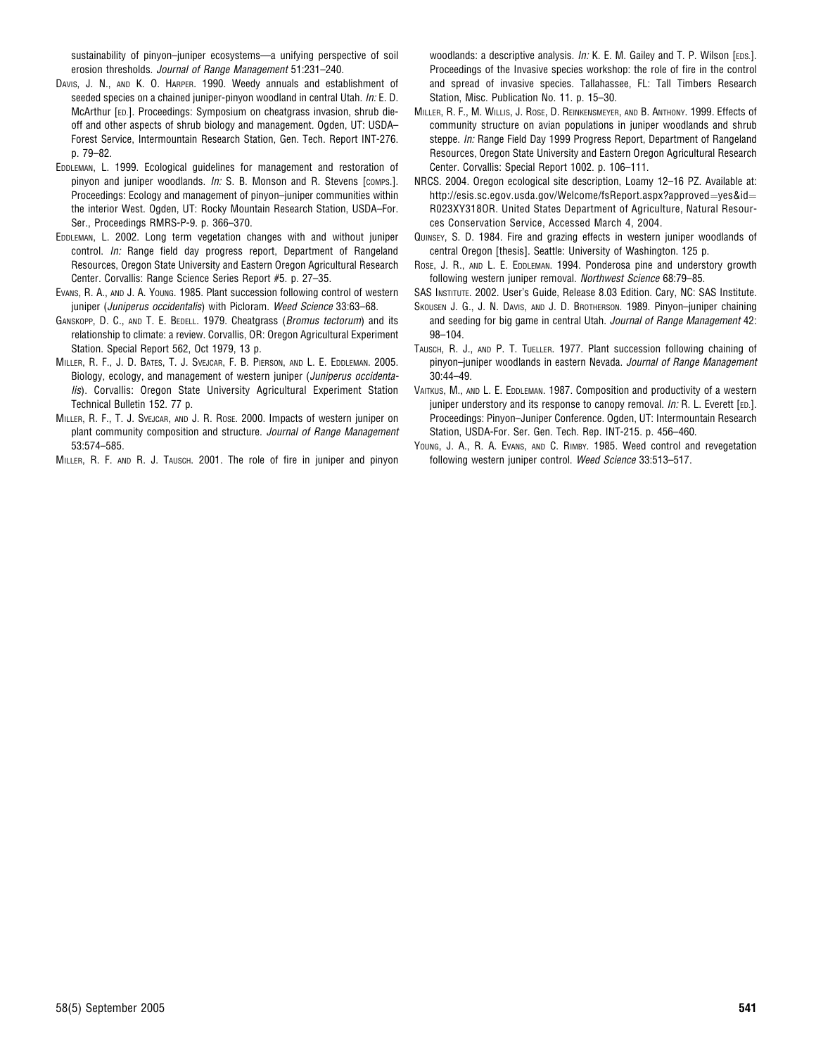sustainability of pinyon–juniper ecosystems—a unifying perspective of soil erosion thresholds. *Journal of Range Management* 51:231–240.

DAVIS, J. N., AND K. O. HARPER. 1990. Weedy annuals and establishment of seeded species on a chained juniper-pinyon woodland in central Utah. *In:* E. D. McArthur [ED.]. Proceedings: Symposium on cheatgrass invasion, shrub die-off and other aspects of shrub biology and management. Ogden, UT: USDA–Forest Service, Intermountain Research Station, Gen. Tech. Report INT-276. p. 79–82.

EDDLEMAN, L. 1999. Ecological guidelines for management and restoration of pinyon and juniper woodlands. *In:* S. B. Monson and R. Stevens [COMPS.]. Proceedings: Ecology and management of pinyon–juniper communities within the interior West. Ogden, UT: Rocky Mountain Research Station, USDA–For. Ser., Proceedings RMRS-P-9. p. 366–370.

EDDLEMAN, L. 2002. Long term vegetation changes with and without juniper control. *In:* Range field day progress report, Department of Rangeland Resources, Oregon State University and Eastern Oregon Agricultural Research Center. Corvallis: Range Science Series Report #5. p. 27–35.

EVANS, R. A., AND J. A. YOUNG. 1985. Plant succession following control of western juniper (*Juniperus occidentalis*) with Picloram. *Weed Science* 33:63–68.

GANSKOPP, D. C., AND T. E. BEDELL. 1979. Cheatgrass (*Bromus tectorum*) and its relationship to climate: a review. Corvallis, OR: Oregon Agricultural Experiment Station. Special Report 562, Oct 1979, 13 p.

MILLER, R. F., J. D. BATES, T. J. SVEJCAR, F. B. PIERSON, AND L. E. EDDLEMAN. 2005. Biology, ecology, and management of western juniper (*Juniperus occidentalis*). Corvallis: Oregon State University Agricultural Experiment Station Technical Bulletin 152. 77 p.

MILLER, R. F., T. J. SVEJCAR, AND J. R. ROSE. 2000. Impacts of western juniper on plant community composition and structure. *Journal of Range Management* 53:574–585.

MILLER, R. F. AND R. J. TAUSCH. 2001. The role of fire in juniper and pinyon woodlands: a descriptive analysis. *In:* K. E. M. Gailey and T. P. Wilson [EDS.]. Proceedings of the Invasive species workshop: the role of fire in the control and spread of invasive species. Tallahassee, FL: Tall Timbers Research Station, Misc. Publication No. 11. p. 15–30.

MILLER, R. F., M. WILLIS, J. ROSE, D. REINKENSMEYER, AND B. ANTHONY. 1999. Effects of community structure on avian populations in juniper woodlands and shrub steppe. *In:* Range Field Day 1999 Progress Report, Department of Rangeland Resources, Oregon State University and Eastern Oregon Agricultural Research Center. Corvallis: Special Report 1002. p. 106–111.

NRCS. 2004. Oregon ecological site description, Loamy 12–16 PZ. Available at: http://esis.sc.egov.usda.gov/Welcome/fsReport.aspx?approved=yes&id=R023XY318OR. United States Department of Agriculture, Natural Resources Conservation Service, Accessed March 4, 2004.

QUINSEY, S. D. 1984. Fire and grazing effects in western juniper woodlands of central Oregon [thesis]. Seattle: University of Washington. 125 p.

ROSE, J. R., AND L. E. EDDLEMAN. 1994. Ponderosa pine and understory growth following western juniper removal. *Northwest Science* 68:79–85.

SAS INSTITUTE. 2002. User's Guide, Release 8.03 Edition. Cary, NC: SAS Institute.

SKOUSEN J. G., J. N. DAVIS, AND J. D. BROTHERSON. 1989. Pinyon–juniper chaining and seeding for big game in central Utah. *Journal of Range Management* 42: 98–104.

TAUSCH, R. J., AND P. T. TUELLER. 1977. Plant succession following chaining of pinyon–juniper woodlands in eastern Nevada. *Journal of Range Management* 30:44–49.

VAITKUS, M., AND L. E. EDDLEMAN. 1987. Composition and productivity of a western juniper understory and its response to canopy removal. *In:* R. L. Everett [ED.]. Proceedings: Pinyon–Juniper Conference. Ogden, UT: Intermountain Research Station, USDA-For. Ser. Gen. Tech. Rep. INT-215. p. 456–460.

YOUNG, J. A., R. A. EVANS, AND C. RIMBY. 1985. Weed control and revegetation following western juniper control. *Weed Science* 33:513–517.